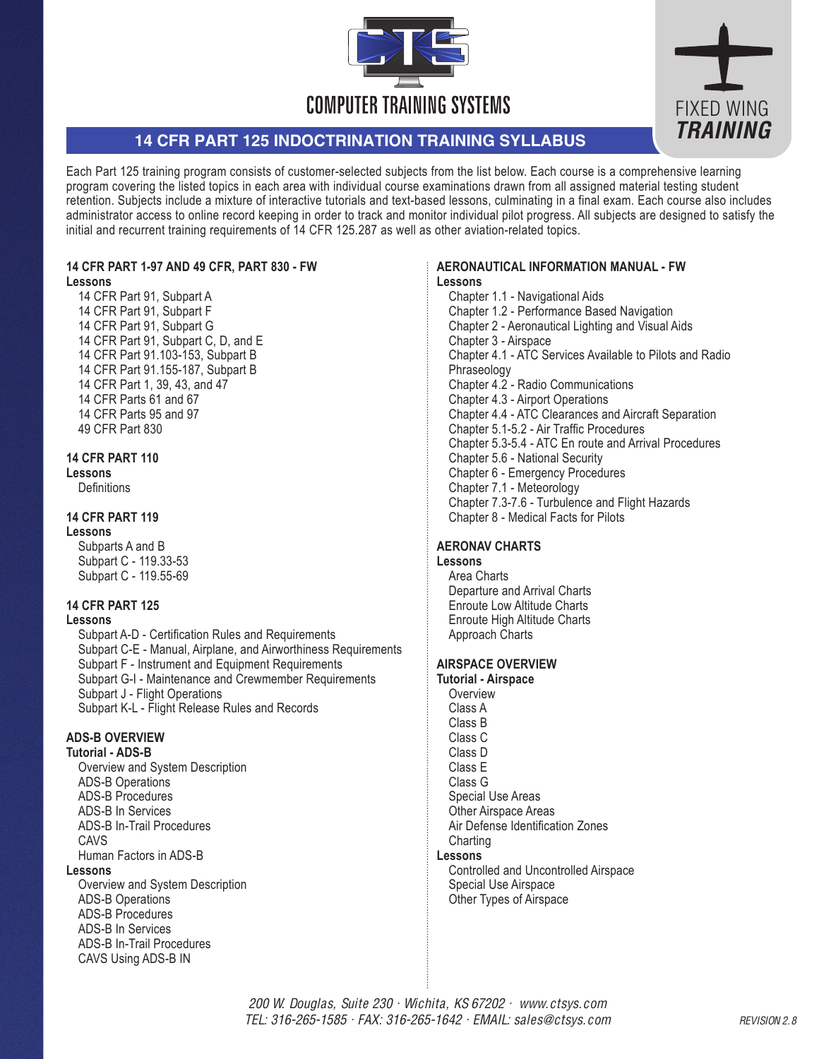COMPUTER TRAINING SYSTEMS

FIXED WING **TRAINING**

# 14 CFR PART 125 INDOCTRINATION TRAINING SYLLABUS

Each Part 125 training program consists of customer-selected subjects from the list below. Each course is a comprehensive learning program covering the listed topics in each area with individual course examinations drawn from all assigned material testing student retention. Subjects include a mixture of interactive tutorials and text-based lessons, culminating in a final exam. Each course also includes administrator access to online record keeping in order to track and monitor individual pilot progress. All subjects are designed to satisfy the initial and recurrent training requirements of 14 CFR 125.287 as well as other aviation-related topics.

## 14 CFR PART 1-97 AND 49 CFR, PART 830 - FW

**Lessons**

- 14 CFR Part 91, Subpart A
- 14 CFR Part 91, Subpart F
- 14 CFR Part 91, Subpart G
- 14 CFR Part 91, Subpart C, D, and E
- 14 CFR Part 91.103-153, Subpart B
- 14 CFR Part 91.155-187, Subpart B
- 14 CFR Part 1, 39, 43, and 47
- 14 CFR Parts 61 and 67
- 14 CFR Parts 95 and 97
- 49 CFR Part 830

## 14 CFR PART 110

**Lessons**

- Definitions

## 14 CFR PART 119

**Lessons**

- Subparts A and B
- Subpart C - 119.33-53
- Subpart C - 119.55-69

## 14 CFR PART 125

**Lessons**

- Subpart A-D - Certification Rules and Requirements
- Subpart C-E - Manual, Airplane, and Airworthiness Requirements
- Subpart F - Instrument and Equipment Requirements
- Subpart G-I - Maintenance and Crewmember Requirements
- Subpart J - Flight Operations
- Subpart K-L - Flight Release Rules and Records

## ADS-B OVERVIEW

**Tutorial - ADS-B**

- Overview and System Description
- ADS-B Operations
- ADS-B Procedures
- ADS-B In Services
- ADS-B In-Trail Procedures
- CAVS
- Human Factors in ADS-B

**Lessons**

- Overview and System Description
- ADS-B Operations
- ADS-B Procedures
- ADS-B In Services
- ADS-B In-Trail Procedures
- CAVS Using ADS-B IN

## AERONAUTICAL INFORMATION MANUAL - FW

**Lessons**

- Chapter 1.1 - Navigational Aids
- Chapter 1.2 - Performance Based Navigation
- Chapter 2 - Aeronautical Lighting and Visual Aids
- Chapter 3 - Airspace
- Chapter 4.1 - ATC Services Available to Pilots and Radio Phraseology
- Chapter 4.2 - Radio Communications
- Chapter 4.3 - Airport Operations
- Chapter 4.4 - ATC Clearances and Aircraft Separation
- Chapter 5.1-5.2 - Air Traffic Procedures
- Chapter 5.3-5.4 - ATC En route and Arrival Procedures
- Chapter 5.6 - National Security
- Chapter 6 - Emergency Procedures
- Chapter 7.1 - Meteorology
- Chapter 7.3-7.6 - Turbulence and Flight Hazards
- Chapter 8 - Medical Facts for Pilots

## AERONAV CHARTS

**Lessons**

- Area Charts
- Departure and Arrival Charts
- Enroute Low Altitude Charts
- Enroute High Altitude Charts
- Approach Charts

## AIRSPACE OVERVIEW

**Tutorial - Airspace**

- Overview
- Class A
- Class B
- Class C
- Class D
- Class E
- Class G
- Special Use Areas
- Other Airspace Areas
- Air Defense Identification Zones
- Charting

**Lessons**

- Controlled and Uncontrolled Airspace
- Special Use Airspace
- Other Types of Airspace

*200 W. Douglas, Suite 230 · Wichita, KS 67202 · www.ctsys.com*
*TEL: 316-265-1585 · FAX: 316-265-1642 · EMAIL: sales@ctsys.com*

*REVISION 2.8*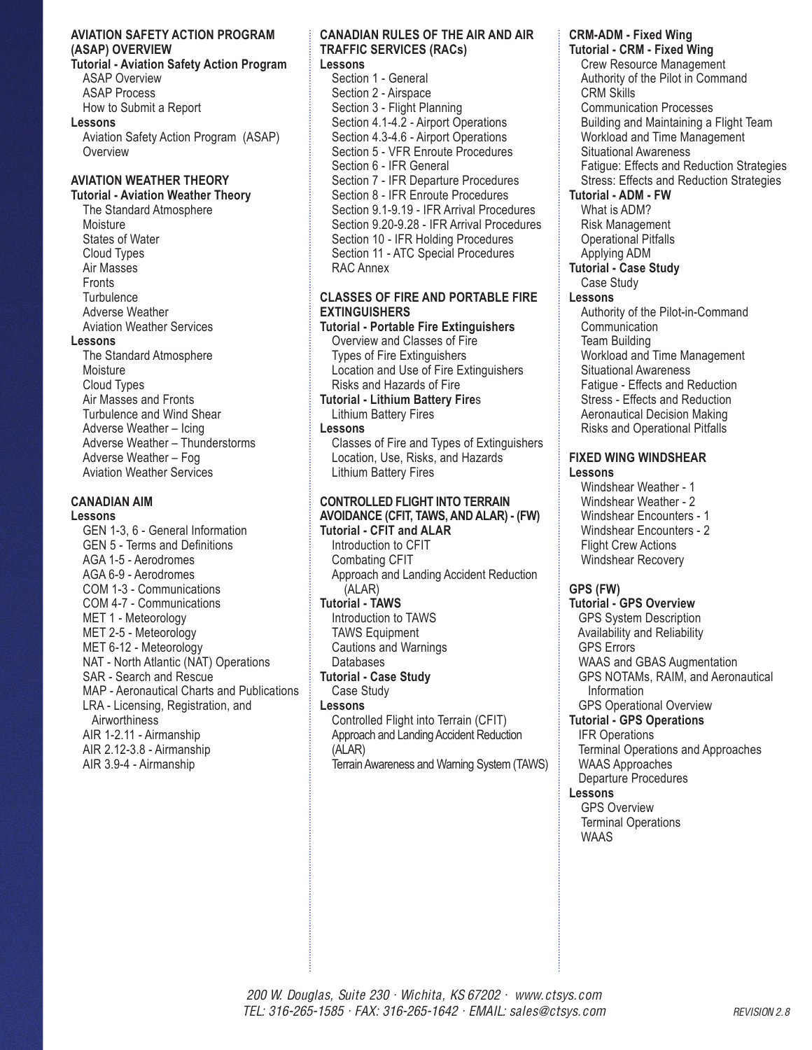## AVIATION SAFETY ACTION PROGRAM (ASAP) OVERVIEW

**Tutorial - Aviation Safety Action Program**

- ASAP Overview
- ASAP Process
- How to Submit a Report

**Lessons**

- Aviation Safety Action Program (ASAP) Overview

## AVIATION WEATHER THEORY

**Tutorial - Aviation Weather Theory**

- The Standard Atmosphere
- Moisture
- States of Water
- Cloud Types
- Air Masses
- Fronts
- Turbulence
- Adverse Weather
- Aviation Weather Services

**Lessons**

- The Standard Atmosphere
- Moisture
- Cloud Types
- Air Masses and Fronts
- Turbulence and Wind Shear
- Adverse Weather – Icing
- Adverse Weather – Thunderstorms
- Adverse Weather – Fog
- Aviation Weather Services

## CANADIAN AIM

**Lessons**

- GEN 1-3, 6 - General Information
- GEN 5 - Terms and Definitions
- AGA 1-5 - Aerodromes
- AGA 6-9 - Aerodromes
- COM 1-3 - Communications
- COM 4-7 - Communications
- MET 1 - Meteorology
- MET 2-5 - Meteorology
- MET 6-12 - Meteorology
- NAT - North Atlantic (NAT) Operations
- SAR - Search and Rescue
- MAP - Aeronautical Charts and Publications
- LRA - Licensing, Registration, and Airworthiness
- AIR 1-2.11 - Airmanship
- AIR 2.12-3.8 - Airmanship
- AIR 3.9-4 - Airmanship

## CANADIAN RULES OF THE AIR AND AIR TRAFFIC SERVICES (RACs)

**Lessons**

- Section 1 - General
- Section 2 - Airspace
- Section 3 - Flight Planning
- Section 4.1-4.2 - Airport Operations
- Section 4.3-4.6 - Airport Operations
- Section 5 - VFR Enroute Procedures
- Section 6 - IFR General
- Section 7 - IFR Departure Procedures
- Section 8 - IFR Enroute Procedures
- Section 9.1-9.19 - IFR Arrival Procedures
- Section 9.20-9.28 - IFR Arrival Procedures
- Section 10 - IFR Holding Procedures
- Section 11 - ATC Special Procedures
- RAC Annex

## CLASSES OF FIRE AND PORTABLE FIRE EXTINGUISHERS

**Tutorial - Portable Fire Extinguishers**

- Overview and Classes of Fire
- Types of Fire Extinguishers
- Location and Use of Fire Extinguishers
- Risks and Hazards of Fire

**Tutorial - Lithium Battery Fires**

- Lithium Battery Fires

**Lessons**

- Classes of Fire and Types of Extinguishers
- Location, Use, Risks, and Hazards
- Lithium Battery Fires

## CONTROLLED FLIGHT INTO TERRAIN AVOIDANCE (CFIT, TAWS, AND ALAR) - (FW)

**Tutorial - CFIT and ALAR**

- Introduction to CFIT
- Combating CFIT
- Approach and Landing Accident Reduction (ALAR)

**Tutorial - TAWS**

- Introduction to TAWS
- TAWS Equipment
- Cautions and Warnings
- Databases

**Tutorial - Case Study**

- Case Study

**Lessons**

- Controlled Flight into Terrain (CFIT)
- Approach and Landing Accident Reduction (ALAR)
- Terrain Awareness and Warning System (TAWS)

## CRM-ADM - Fixed Wing

**Tutorial - CRM - Fixed Wing**

- Crew Resource Management
- Authority of the Pilot in Command
- CRM Skills
- Communication Processes
- Building and Maintaining a Flight Team
- Workload and Time Management
- Situational Awareness
- Fatigue: Effects and Reduction Strategies
- Stress: Effects and Reduction Strategies

**Tutorial - ADM - FW**

- What is ADM?
- Risk Management
- Operational Pitfalls
- Applying ADM

**Tutorial - Case Study**

- Case Study

**Lessons**

- Authority of the Pilot-in-Command
- Communication
- Team Building
- Workload and Time Management
- Situational Awareness
- Fatigue - Effects and Reduction
- Stress - Effects and Reduction
- Aeronautical Decision Making
- Risks and Operational Pitfalls

## FIXED WING WINDSHEAR

**Lessons**

- Windshear Weather - 1
- Windshear Weather - 2
- Windshear Encounters - 1
- Windshear Encounters - 2
- Flight Crew Actions
- Windshear Recovery

## GPS (FW)

**Tutorial - GPS Overview**

- GPS System Description
- Availability and Reliability
- GPS Errors
- WAAS and GBAS Augmentation
- GPS NOTAMs, RAIM, and Aeronautical Information
- GPS Operational Overview

**Tutorial - GPS Operations**

- IFR Operations
- Terminal Operations and Approaches
- WAAS Approaches
- Departure Procedures

**Lessons**

- GPS Overview
- Terminal Operations
- WAAS

*200 W. Douglas, Suite 230 · Wichita, KS 67202 · www.ctsys.com*
*TEL: 316-265-1585 · FAX: 316-265-1642 · EMAIL: sales@ctsys.com*

*REVISION 2.8*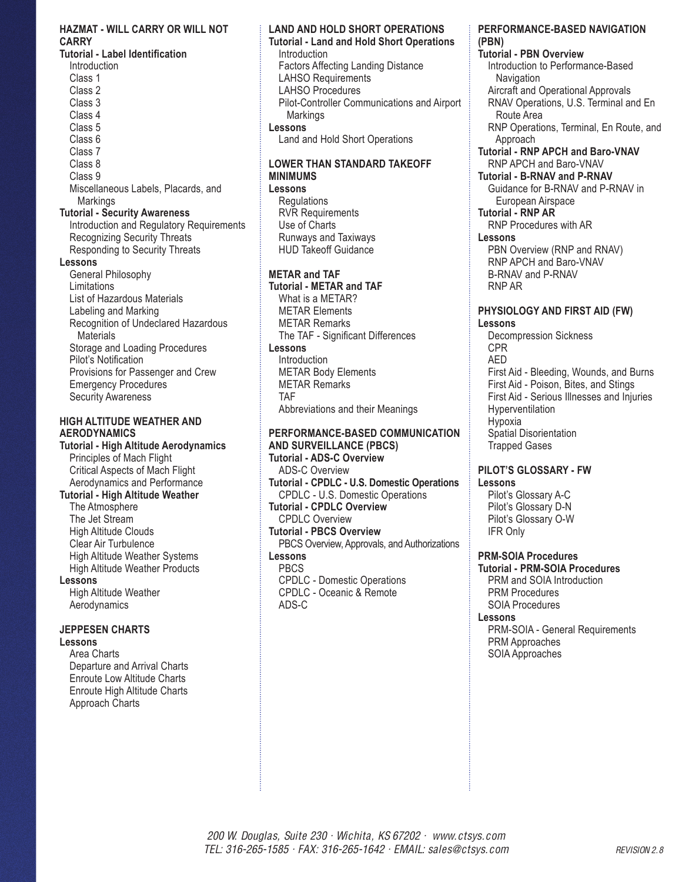## HAZMAT - WILL CARRY OR WILL NOT CARRY

**Tutorial - Label Identification**

- Introduction
- Class 1
- Class 2
- Class 3
- Class 4
- Class 5
- Class 6
- Class 7
- Class 8
- Class 9
- Miscellaneous Labels, Placards, and Markings

**Tutorial - Security Awareness**

- Introduction and Regulatory Requirements
- Recognizing Security Threats
- Responding to Security Threats

**Lessons**

- General Philosophy
- Limitations
- List of Hazardous Materials
- Labeling and Marking
- Recognition of Undeclared Hazardous Materials
- Storage and Loading Procedures
- Pilot's Notification
- Provisions for Passenger and Crew
- Emergency Procedures
- Security Awareness

## HIGH ALTITUDE WEATHER AND AERODYNAMICS

**Tutorial - High Altitude Aerodynamics**

- Principles of Mach Flight
- Critical Aspects of Mach Flight
- Aerodynamics and Performance

**Tutorial - High Altitude Weather**

- The Atmosphere
- The Jet Stream
- High Altitude Clouds
- Clear Air Turbulence
- High Altitude Weather Systems
- High Altitude Weather Products

**Lessons**

- High Altitude Weather
- Aerodynamics

## JEPPESEN CHARTS

**Lessons**

- Area Charts
- Departure and Arrival Charts
- Enroute Low Altitude Charts
- Enroute High Altitude Charts
- Approach Charts

## LAND AND HOLD SHORT OPERATIONS

**Tutorial - Land and Hold Short Operations**

- Introduction
- Factors Affecting Landing Distance
- LAHSO Requirements
- LAHSO Procedures
- Pilot-Controller Communications and Airport Markings

**Lessons**

- Land and Hold Short Operations

## LOWER THAN STANDARD TAKEOFF MINIMUMS

**Lessons**

- Regulations
- RVR Requirements
- Use of Charts
- Runways and Taxiways
- HUD Takeoff Guidance

## METAR and TAF

**Tutorial - METAR and TAF**

- What is a METAR?
- METAR Elements
- METAR Remarks
- The TAF - Significant Differences

**Lessons**

- Introduction
- METAR Body Elements
- METAR Remarks
- TAF
- Abbreviations and their Meanings

## PERFORMANCE-BASED COMMUNICATION AND SURVEILLANCE (PBCS)

**Tutorial - ADS-C Overview**

- ADS-C Overview

**Tutorial - CPDLC - U.S. Domestic Operations**

- CPDLC - U.S. Domestic Operations

**Tutorial - CPDLC Overview**

- CPDLC Overview

**Tutorial - PBCS Overview**

- PBCS Overview, Approvals, and Authorizations

**Lessons**

- PBCS
- CPDLC - Domestic Operations
- CPDLC - Oceanic & Remote
- ADS-C

## PERFORMANCE-BASED NAVIGATION (PBN)

**Tutorial - PBN Overview**

- Introduction to Performance-Based Navigation
- Aircraft and Operational Approvals
- RNAV Operations, U.S. Terminal and En Route Area
- RNP Operations, Terminal, En Route, and Approach

**Tutorial - RNP APCH and Baro-VNAV**

- RNP APCH and Baro-VNAV

**Tutorial - B-RNAV and P-RNAV**

- Guidance for B-RNAV and P-RNAV in European Airspace

**Tutorial - RNP AR**

- RNP Procedures with AR

**Lessons**

- PBN Overview (RNP and RNAV)
- RNP APCH and Baro-VNAV
- B-RNAV and P-RNAV
- RNP AR

## PHYSIOLOGY AND FIRST AID (FW)

**Lessons**

- Decompression Sickness
- CPR
- AED
- First Aid - Bleeding, Wounds, and Burns
- First Aid - Poison, Bites, and Stings
- First Aid - Serious Illnesses and Injuries
- Hyperventilation
- Hypoxia
- Spatial Disorientation
- Trapped Gases

## PILOT'S GLOSSARY - FW

**Lessons**

- Pilot's Glossary A-C
- Pilot's Glossary D-N
- Pilot's Glossary O-W
- IFR Only

## PRM-SOIA Procedures

**Tutorial - PRM-SOIA Procedures**

- PRM and SOIA Introduction
- PRM Procedures
- SOIA Procedures

**Lessons**

- PRM-SOIA - General Requirements
- PRM Approaches
- SOIA Approaches

*200 W. Douglas, Suite 230 · Wichita, KS 67202 · www.ctsys.com*
*TEL: 316-265-1585 · FAX: 316-265-1642 · EMAIL: sales@ctsys.com*

*REVISION 2.8*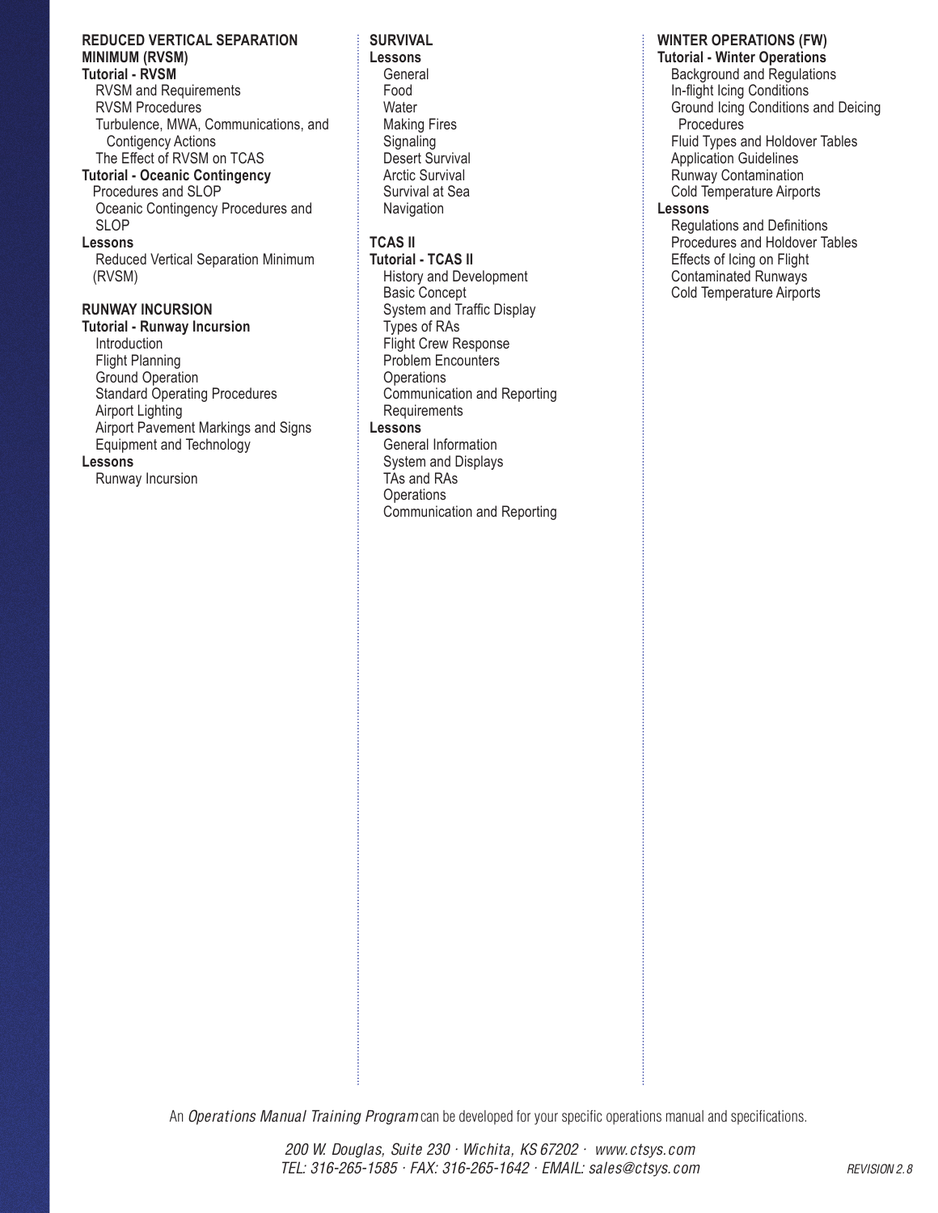## REDUCED VERTICAL SEPARATION MINIMUM (RVSM)

**Tutorial - RVSM**

- RVSM and Requirements
- RVSM Procedures
- Turbulence, MWA, Communications, and Contigency Actions
- The Effect of RVSM on TCAS

**Tutorial - Oceanic Contingency Procedures and SLOP**

- Oceanic Contingency Procedures and SLOP

**Lessons**

- Reduced Vertical Separation Minimum (RVSM)

## RUNWAY INCURSION

**Tutorial - Runway Incursion**

- Introduction
- Flight Planning
- Ground Operation
- Standard Operating Procedures
- Airport Lighting
- Airport Pavement Markings and Signs
- Equipment and Technology

**Lessons**

- Runway Incursion

## SURVIVAL

**Lessons**

- General
- Food
- Water
- Making Fires
- Signaling
- Desert Survival
- Arctic Survival
- Survival at Sea
- Navigation

## TCAS II

**Tutorial - TCAS II**

- History and Development
- Basic Concept
- System and Traffic Display
- Types of RAs
- Flight Crew Response
- Problem Encounters
- Operations
- Communication and Reporting Requirements

**Lessons**

- General Information
- System and Displays
- TAs and RAs
- Operations
- Communication and Reporting

## WINTER OPERATIONS (FW)

**Tutorial - Winter Operations**

- Background and Regulations
- In-flight Icing Conditions
- Ground Icing Conditions and Deicing Procedures
- Fluid Types and Holdover Tables
- Application Guidelines
- Runway Contamination
- Cold Temperature Airports

**Lessons**

- Regulations and Definitions
- Procedures and Holdover Tables
- Effects of Icing on Flight
- Contaminated Runways
- Cold Temperature Airports

An *Operations Manual Training Program* can be developed for your specific operations manual and specifications.

*200 W. Douglas, Suite 230 · Wichita, KS 67202 · www.ctsys.com*
*TEL: 316-265-1585 · FAX: 316-265-1642 · EMAIL: sales@ctsys.com*

*REVISION 2.8*